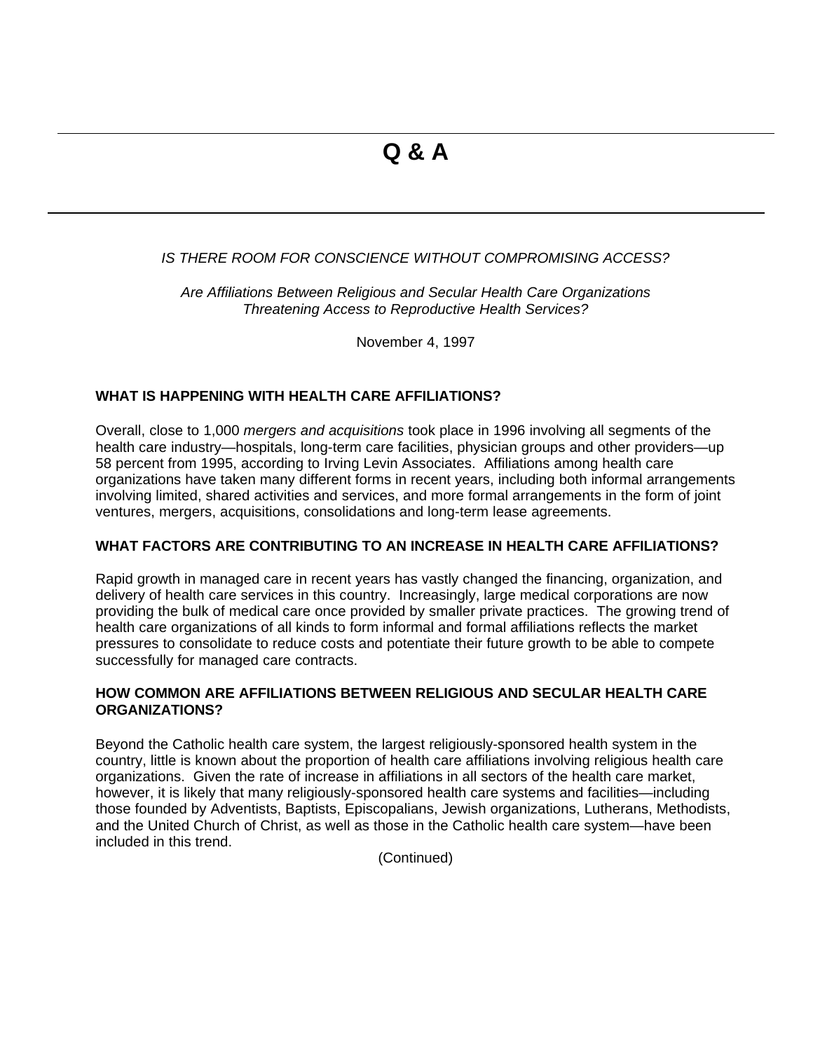# Q & A

*IS THERE ROOM FOR CONSCIENCE WITHOUT COMPROMISING ACCESS?*

*Are Affiliations Between Religious and Secular Health Care Organizations Threatening Access to Reproductive Health Services?*

November 4, 1997

**WHAT IS HAPPENING WITH HEALTH CARE AFFILIATIONS?**

Overall, close to 1,000 *mergers and acquisitions* took place in 1996 involving all segments of the health care industry—hospitals, long-term care facilities, physician groups and other providers—up 58 percent from 1995, according to Irving Levin Associates. Affiliations among health care organizations have taken many different forms in recent years, including both informal arrangements involving limited, shared activities and services, and more formal arrangements in the form of joint ventures, mergers, acquisitions, consolidations and long-term lease agreements.

**WHAT FACTORS ARE CONTRIBUTING TO AN INCREASE IN HEALTH CARE AFFILIATIONS?**

Rapid growth in managed care in recent years has vastly changed the financing, organization, and delivery of health care services in this country. Increasingly, large medical corporations are now providing the bulk of medical care once provided by smaller private practices. The growing trend of health care organizations of all kinds to form informal and formal affiliations reflects the market pressures to consolidate to reduce costs and potentiate their future growth to be able to compete successfully for managed care contracts.

**HOW COMMON ARE AFFILIATIONS BETWEEN RELIGIOUS AND SECULAR HEALTH CARE ORGANIZATIONS?**

Beyond the Catholic health care system, the largest religiously-sponsored health system in the country, little is known about the proportion of health care affiliations involving religious health care organizations. Given the rate of increase in affiliations in all sectors of the health care market, however, it is likely that many religiously-sponsored health care systems and facilities—including those founded by Adventists, Baptists, Episcopalians, Jewish organizations, Lutherans, Methodists, and the United Church of Christ, as well as those in the Catholic health care system—have been included in this trend.

(Continued)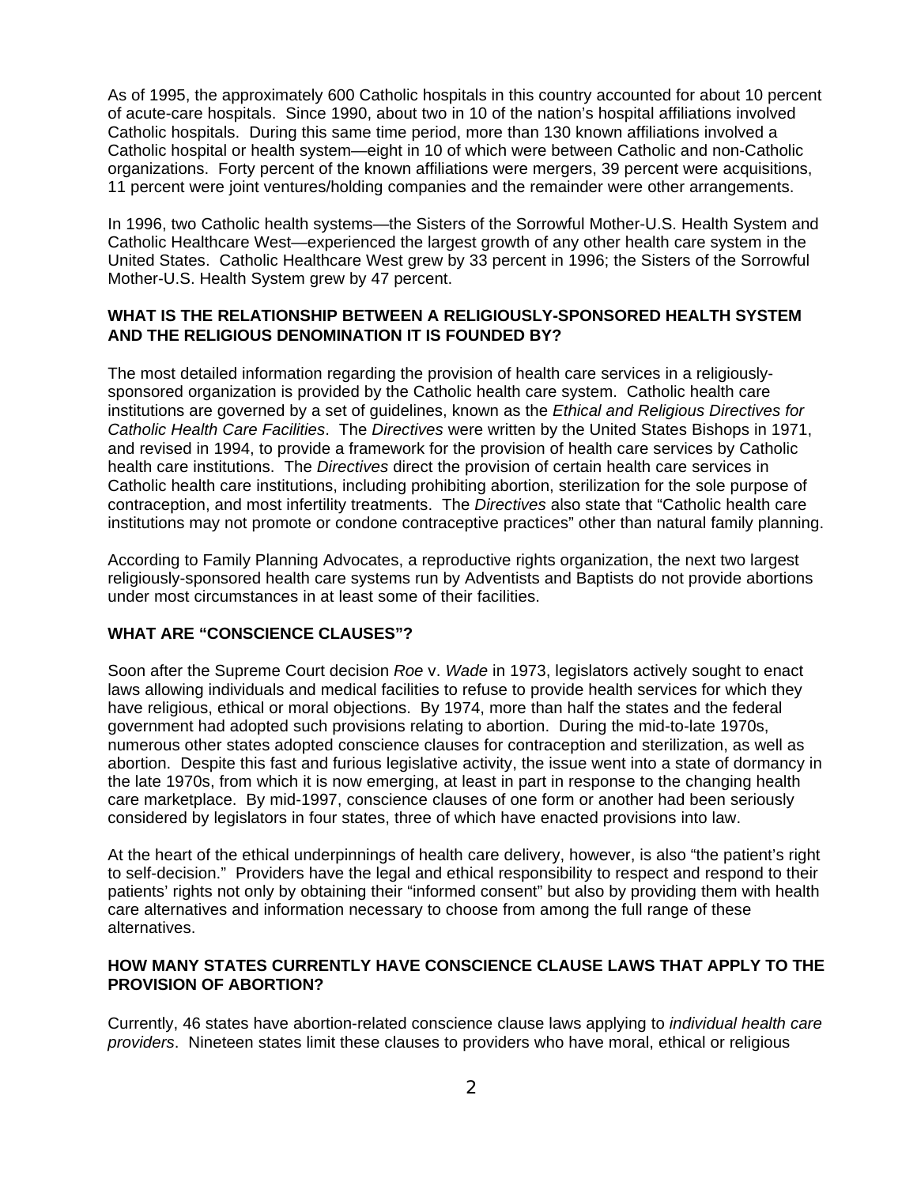As of 1995, the approximately 600 Catholic hospitals in this country accounted for about 10 percent of acute-care hospitals. Since 1990, about two in 10 of the nation's hospital affiliations involved Catholic hospitals. During this same time period, more than 130 known affiliations involved a Catholic hospital or health system—eight in 10 of which were between Catholic and non-Catholic organizations. Forty percent of the known affiliations were mergers, 39 percent were acquisitions, 11 percent were joint ventures/holding companies and the remainder were other arrangements.

In 1996, two Catholic health systems—the Sisters of the Sorrowful Mother-U.S. Health System and Catholic Healthcare West—experienced the largest growth of any other health care system in the United States. Catholic Healthcare West grew by 33 percent in 1996; the Sisters of the Sorrowful Mother-U.S. Health System grew by 47 percent.

### WHAT IS THE RELATIONSHIP BETWEEN A RELIGIOUSLY-SPONSORED HEALTH SYSTEM AND THE RELIGIOUS DENOMINATION IT IS FOUNDED BY?

The most detailed information regarding the provision of health care services in a religiously-sponsored organization is provided by the Catholic health care system. Catholic health care institutions are governed by a set of guidelines, known as the *Ethical and Religious Directives for Catholic Health Care Facilities*. The *Directives* were written by the United States Bishops in 1971, and revised in 1994, to provide a framework for the provision of health care services by Catholic health care institutions. The *Directives* direct the provision of certain health care services in Catholic health care institutions, including prohibiting abortion, sterilization for the sole purpose of contraception, and most infertility treatments. The *Directives* also state that "Catholic health care institutions may not promote or condone contraceptive practices" other than natural family planning.

According to Family Planning Advocates, a reproductive rights organization, the next two largest religiously-sponsored health care systems run by Adventists and Baptists do not provide abortions under most circumstances in at least some of their facilities.

### WHAT ARE "CONSCIENCE CLAUSES"?

Soon after the Supreme Court decision *Roe* v. *Wade* in 1973, legislators actively sought to enact laws allowing individuals and medical facilities to refuse to provide health services for which they have religious, ethical or moral objections. By 1974, more than half the states and the federal government had adopted such provisions relating to abortion. During the mid-to-late 1970s, numerous other states adopted conscience clauses for contraception and sterilization, as well as abortion. Despite this fast and furious legislative activity, the issue went into a state of dormancy in the late 1970s, from which it is now emerging, at least in part in response to the changing health care marketplace. By mid-1997, conscience clauses of one form or another had been seriously considered by legislators in four states, three of which have enacted provisions into law.

At the heart of the ethical underpinnings of health care delivery, however, is also "the patient's right to self-decision." Providers have the legal and ethical responsibility to respect and respond to their patients' rights not only by obtaining their "informed consent" but also by providing them with health care alternatives and information necessary to choose from among the full range of these alternatives.

### HOW MANY STATES CURRENTLY HAVE CONSCIENCE CLAUSE LAWS THAT APPLY TO THE PROVISION OF ABORTION?

Currently, 46 states have abortion-related conscience clause laws applying to *individual health care providers*. Nineteen states limit these clauses to providers who have moral, ethical or religious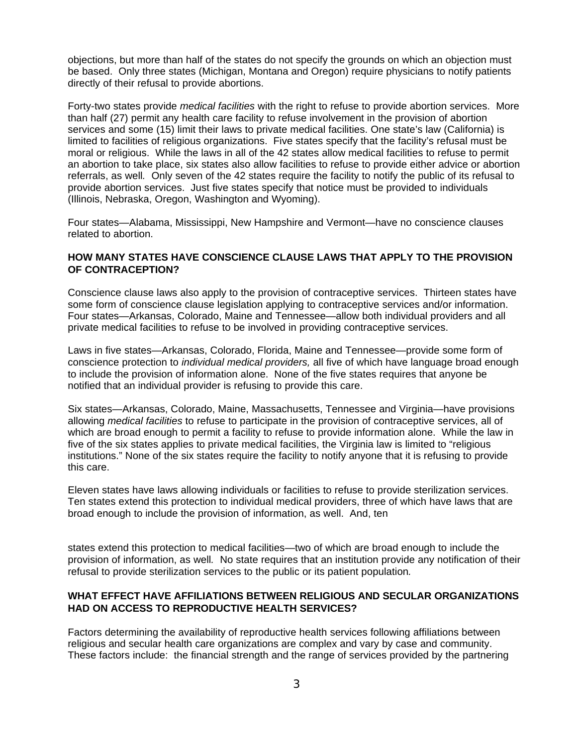objections, but more than half of the states do not specify the grounds on which an objection must be based. Only three states (Michigan, Montana and Oregon) require physicians to notify patients directly of their refusal to provide abortions.

Forty-two states provide *medical facilities* with the right to refuse to provide abortion services. More than half (27) permit any health care facility to refuse involvement in the provision of abortion services and some (15) limit their laws to private medical facilities. One state's law (California) is limited to facilities of religious organizations. Five states specify that the facility's refusal must be moral or religious. While the laws in all of the 42 states allow medical facilities to refuse to permit an abortion to take place, six states also allow facilities to refuse to provide either advice or abortion referrals, as well. Only seven of the 42 states require the facility to notify the public of its refusal to provide abortion services. Just five states specify that notice must be provided to individuals (Illinois, Nebraska, Oregon, Washington and Wyoming).

Four states—Alabama, Mississippi, New Hampshire and Vermont—have no conscience clauses related to abortion.

**HOW MANY STATES HAVE CONSCIENCE CLAUSE LAWS THAT APPLY TO THE PROVISION OF CONTRACEPTION?**

Conscience clause laws also apply to the provision of contraceptive services. Thirteen states have some form of conscience clause legislation applying to contraceptive services and/or information. Four states—Arkansas, Colorado, Maine and Tennessee—allow both individual providers and all private medical facilities to refuse to be involved in providing contraceptive services.

Laws in five states—Arkansas, Colorado, Florida, Maine and Tennessee—provide some form of conscience protection to *individual medical providers,* all five of which have language broad enough to include the provision of information alone. None of the five states requires that anyone be notified that an individual provider is refusing to provide this care.

Six states—Arkansas, Colorado, Maine, Massachusetts, Tennessee and Virginia—have provisions allowing *medical facilities* to refuse to participate in the provision of contraceptive services, all of which are broad enough to permit a facility to refuse to provide information alone. While the law in five of the six states applies to private medical facilities, the Virginia law is limited to "religious institutions." None of the six states require the facility to notify anyone that it is refusing to provide this care.

Eleven states have laws allowing individuals or facilities to refuse to provide sterilization services. Ten states extend this protection to individual medical providers, three of which have laws that are broad enough to include the provision of information, as well. And, ten states extend this protection to medical facilities—two of which are broad enough to include the provision of information, as well. No state requires that an institution provide any notification of their refusal to provide sterilization services to the public or its patient population.

**WHAT EFFECT HAVE AFFILIATIONS BETWEEN RELIGIOUS AND SECULAR ORGANIZATIONS HAD ON ACCESS TO REPRODUCTIVE HEALTH SERVICES?**

Factors determining the availability of reproductive health services following affiliations between religious and secular health care organizations are complex and vary by case and community. These factors include: the financial strength and the range of services provided by the partnering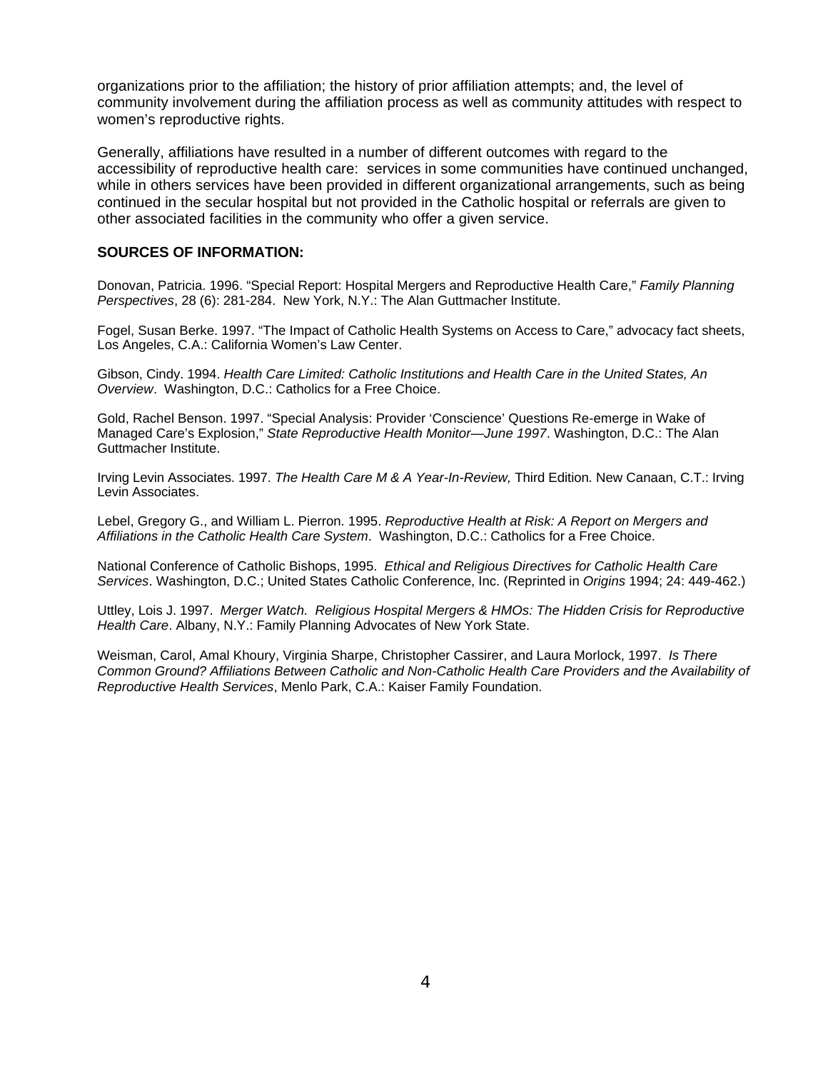organizations prior to the affiliation; the history of prior affiliation attempts; and, the level of community involvement during the affiliation process as well as community attitudes with respect to women's reproductive rights.

Generally, affiliations have resulted in a number of different outcomes with regard to the accessibility of reproductive health care: services in some communities have continued unchanged, while in others services have been provided in different organizational arrangements, such as being continued in the secular hospital but not provided in the Catholic hospital or referrals are given to other associated facilities in the community who offer a given service.

**SOURCES OF INFORMATION:**

Donovan, Patricia. 1996. "Special Report: Hospital Mergers and Reproductive Health Care," *Family Planning Perspectives*, 28 (6): 281-284. New York, N.Y.: The Alan Guttmacher Institute.

Fogel, Susan Berke. 1997. "The Impact of Catholic Health Systems on Access to Care," advocacy fact sheets, Los Angeles, C.A.: California Women's Law Center.

Gibson, Cindy. 1994. *Health Care Limited: Catholic Institutions and Health Care in the United States, An Overview*. Washington, D.C.: Catholics for a Free Choice.

Gold, Rachel Benson. 1997. "Special Analysis: Provider 'Conscience' Questions Re-emerge in Wake of Managed Care's Explosion," *State Reproductive Health Monitor—June 1997*. Washington, D.C.: The Alan Guttmacher Institute.

Irving Levin Associates. 1997. *The Health Care M & A Year-In-Review,* Third Edition. New Canaan, C.T.: Irving Levin Associates.

Lebel, Gregory G., and William L. Pierron. 1995. *Reproductive Health at Risk: A Report on Mergers and Affiliations in the Catholic Health Care System*. Washington, D.C.: Catholics for a Free Choice.

National Conference of Catholic Bishops, 1995. *Ethical and Religious Directives for Catholic Health Care Services*. Washington, D.C.; United States Catholic Conference, Inc. (Reprinted in *Origins* 1994; 24: 449-462.)

Uttley, Lois J. 1997. *Merger Watch. Religious Hospital Mergers & HMOs: The Hidden Crisis for Reproductive Health Care*. Albany, N.Y.: Family Planning Advocates of New York State.

Weisman, Carol, Amal Khoury, Virginia Sharpe, Christopher Cassirer, and Laura Morlock, 1997. *Is There Common Ground? Affiliations Between Catholic and Non-Catholic Health Care Providers and the Availability of Reproductive Health Services*, Menlo Park, C.A.: Kaiser Family Foundation.